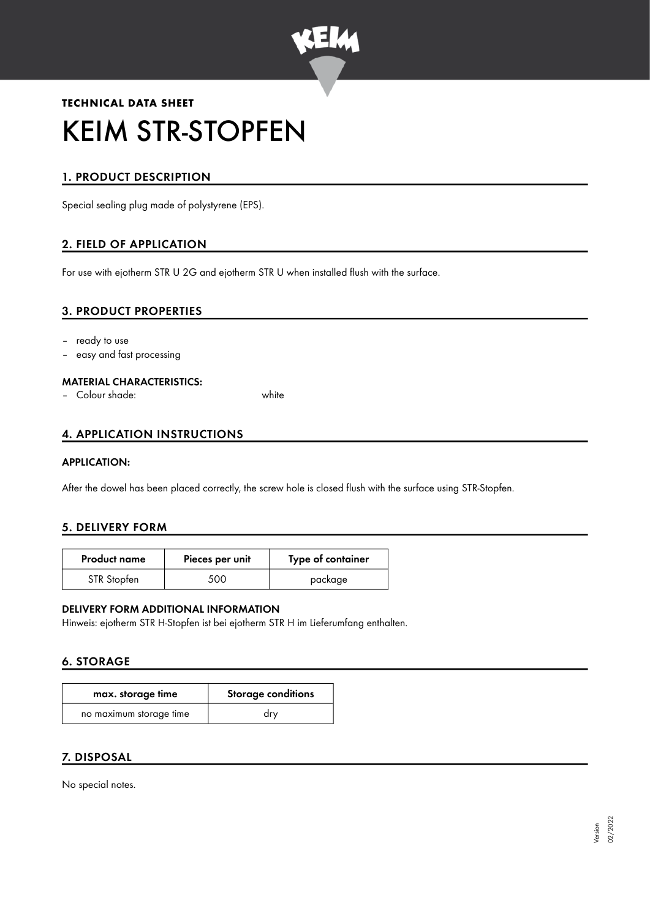**TECHNICAL DATA SHEET**

# KEIM STR-STOPFEN

## 1. PRODUCT DESCRIPTION

Special sealing plug made of polystyrene (EPS).

## 2. FIELD OF APPLICATION

For use with ejotherm STR U 2G and ejotherm STR U when installed flush with the surface.

## 3. PRODUCT PROPERTIES

- ready to use
- easy and fast processing

### MATERIAL CHARACTERISTICS:

- Colour shade: white

## 4. APPLICATION INSTRUCTIONS

### APPLICATION:

After the dowel has been placed correctly, the screw hole is closed flush with the surface using STR-Stopfen.

## 5. DELIVERY FORM

| Product name | Pieces per unit | Type of container |
|---|---|---|
| STR Stopfen | 500 | package |

### DELIVERY FORM ADDITIONAL INFORMATION

Hinweis: ejotherm STR H-Stopfen ist bei ejotherm STR H im Lieferumfang enthalten.

## 6. STORAGE

| max. storage time | Storage conditions |
|---|---|
| no maximum storage time | dry |

## 7. DISPOSAL

No special notes.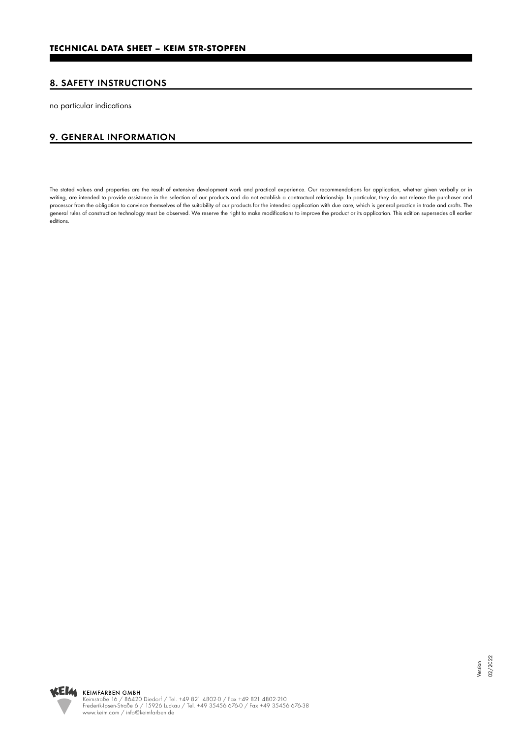## 8. SAFETY INSTRUCTIONS

no particular indications

## 9. GENERAL INFORMATION

The stated values and properties are the result of extensive development work and practical experience. Our recommendations for application, whether given verbally or in writing, are intended to provide assistance in the selection of our products and do not establish a contractual relationship. In particular, they do not release the purchaser and processor from the obligation to convince themselves of the suitability of our products for the intended application with due care, which is general practice in trade and crafts. The general rules of construction technology must be observed. We reserve the right to make modifications to improve the product or its application. This edition supersedes all earlier editions.

KEIMFARBEN GMBH
Keimstraße 16 / 86420 Diedorf / Tel. +49 821 4802-0 / Fax +49 821 4802-210
Frederik-Ipsen-Straße 6 / 15926 Luckau / Tel. +49 35456 676-0 / Fax +49 35456 676-38
www.keim.com / info@keimfarben.de

Version 02/2022